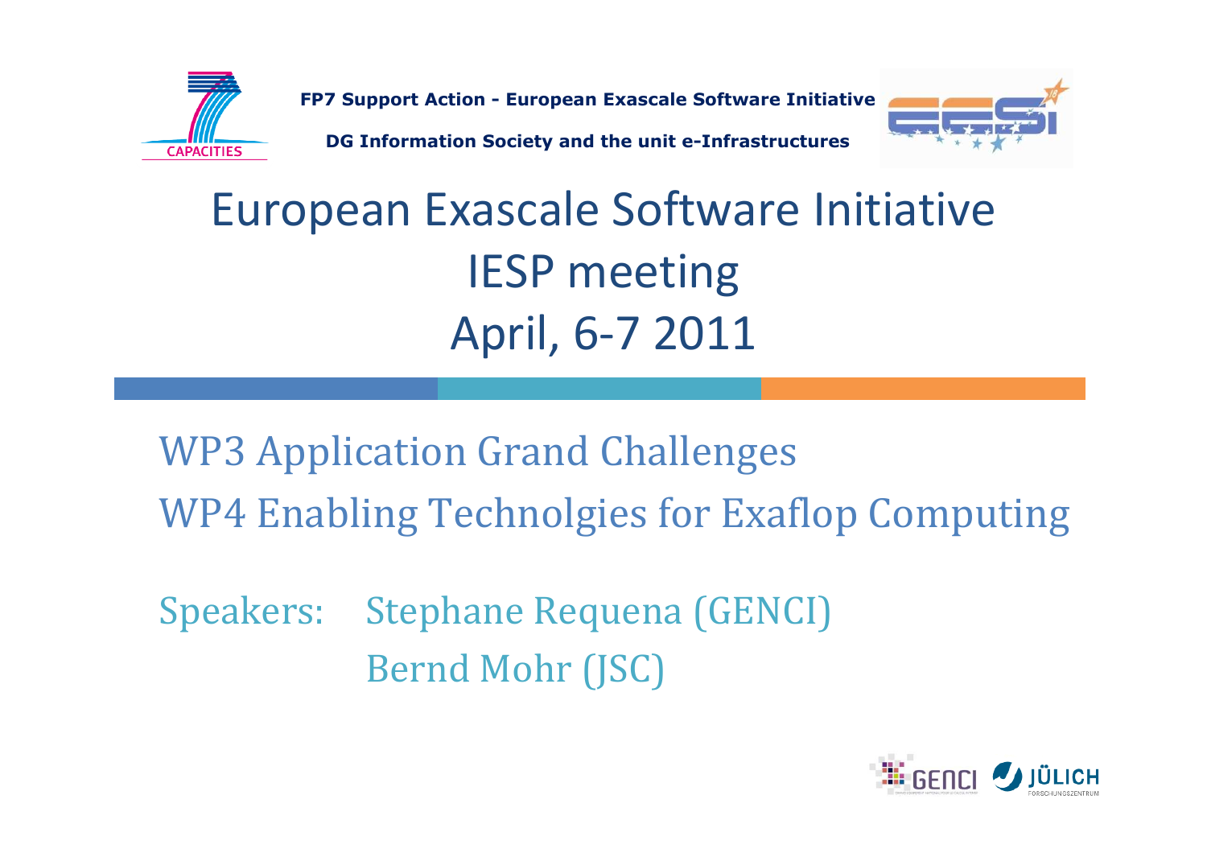FP7 Support Action - European Exascale Software Initiative

DG Information Society and the unit e-Infrastructures

# European Exascale Software Initiative
# IESP meeting
# April, 6-7 2011

## WP3 Application Grand Challenges
## WP4 Enabling Technolgies for Exaflop Computing

Speakers: Stephane Requena (GENCI)
Bernd Mohr (JSC)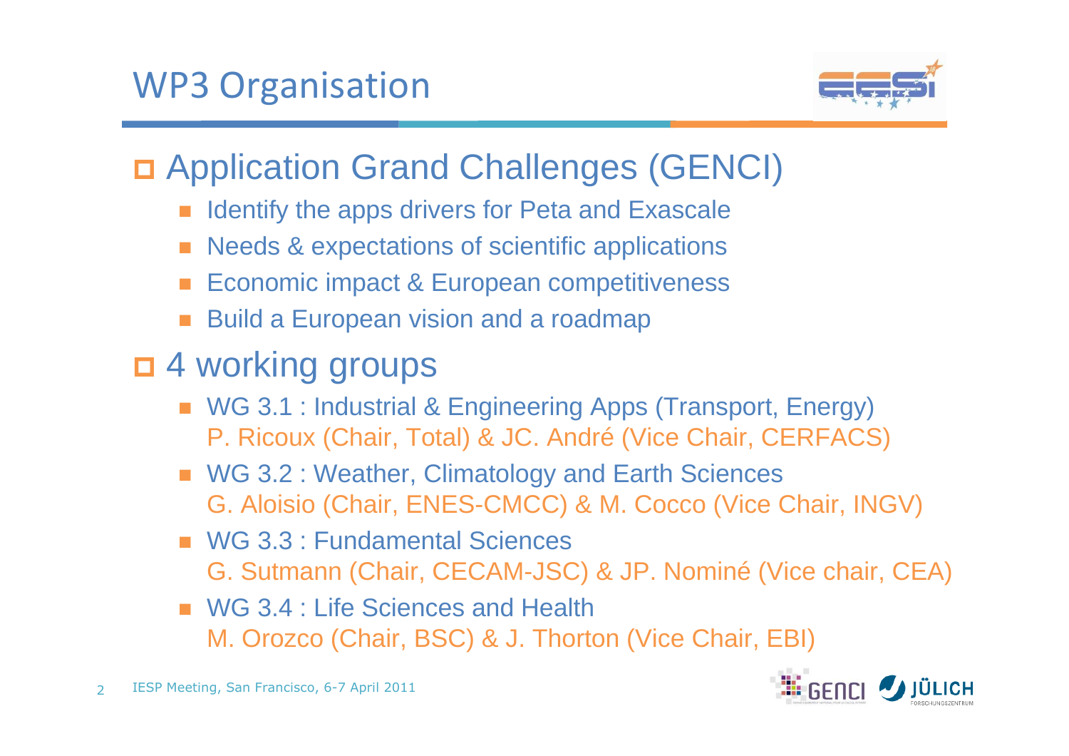# WP3 Organisation

- Application Grand Challenges (GENCI)
  - Identify the apps drivers for Peta and Exascale
  - Needs & expectations of scientific applications
  - Economic impact & European competitiveness
  - Build a European vision and a roadmap
- 4 working groups
  - WG 3.1 : Industrial & Engineering Apps (Transport, Energy)
    P. Ricoux (Chair, Total) & JC. André (Vice Chair, CERFACS)
  - WG 3.2 : Weather, Climatology and Earth Sciences
    G. Aloisio (Chair, ENES-CMCC) & M. Cocco (Vice Chair, INGV)
  - WG 3.3 : Fundamental Sciences
    G. Sutmann (Chair, CECAM-JSC) & JP. Nominé (Vice chair, CEA)
  - WG 3.4 : Life Sciences and Health
    M. Orozco (Chair, BSC) & J. Thorton (Vice Chair, EBI)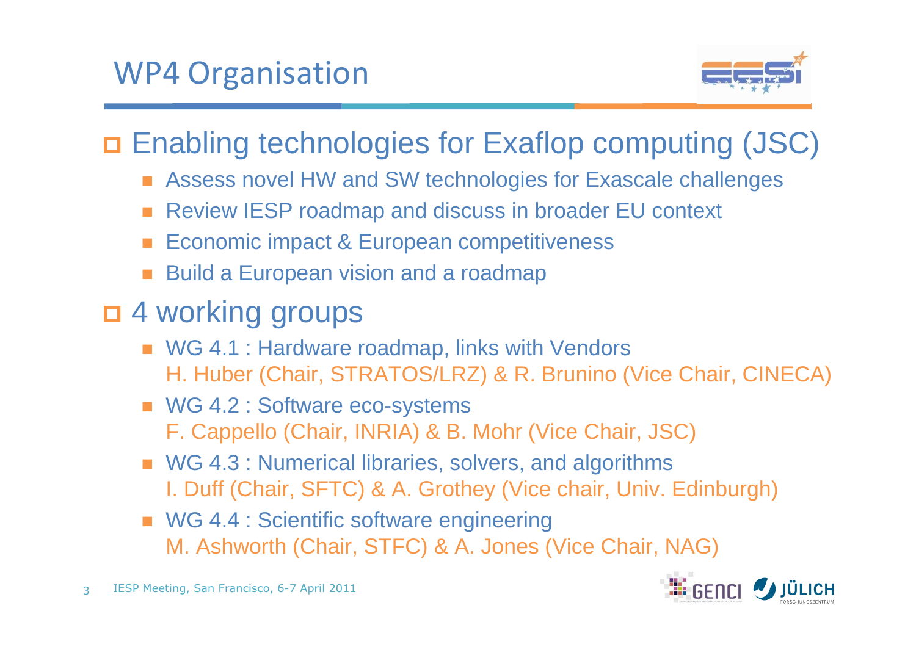# WP4 Organisation

- Enabling technologies for Exaflop computing (JSC)
  - Assess novel HW and SW technologies for Exascale challenges
  - Review IESP roadmap and discuss in broader EU context
  - Economic impact & European competitiveness
  - Build a European vision and a roadmap
- 4 working groups
  - WG 4.1 : Hardware roadmap, links with Vendors
    H. Huber (Chair, STRATOS/LRZ) & R. Brunino (Vice Chair, CINECA)
  - WG 4.2 : Software eco-systems
    F. Cappello (Chair, INRIA) & B. Mohr (Vice Chair, JSC)
  - WG 4.3 : Numerical libraries, solvers, and algorithms
    I. Duff (Chair, SFTC) & A. Grothey (Vice chair, Univ. Edinburgh)
  - WG 4.4 : Scientific software engineering
    M. Ashworth (Chair, STFC) & A. Jones (Vice Chair, NAG)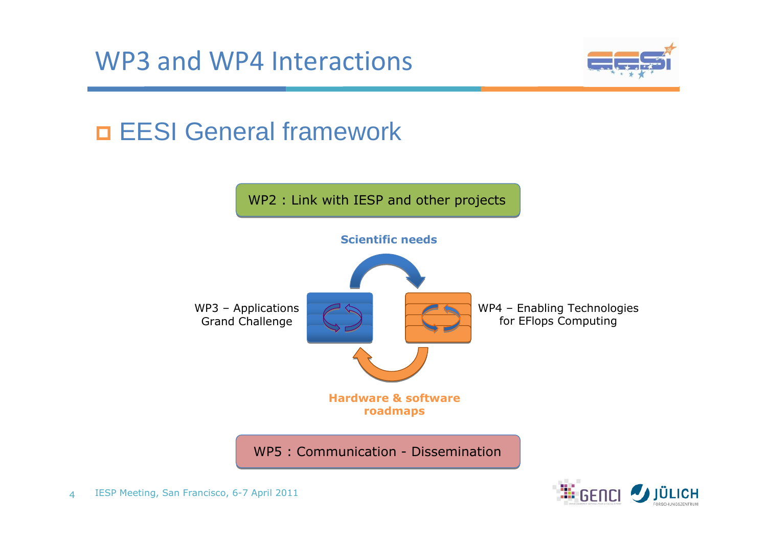# WP3 and WP4 Interactions

## EESI General framework

WP2 : Link with IESP and other projects

**Scientific needs**

WP3 – Applications Grand Challenge

WP4 – Enabling Technologies for EFlops Computing

**Hardware & software roadmaps**

WP5 : Communication - Dissemination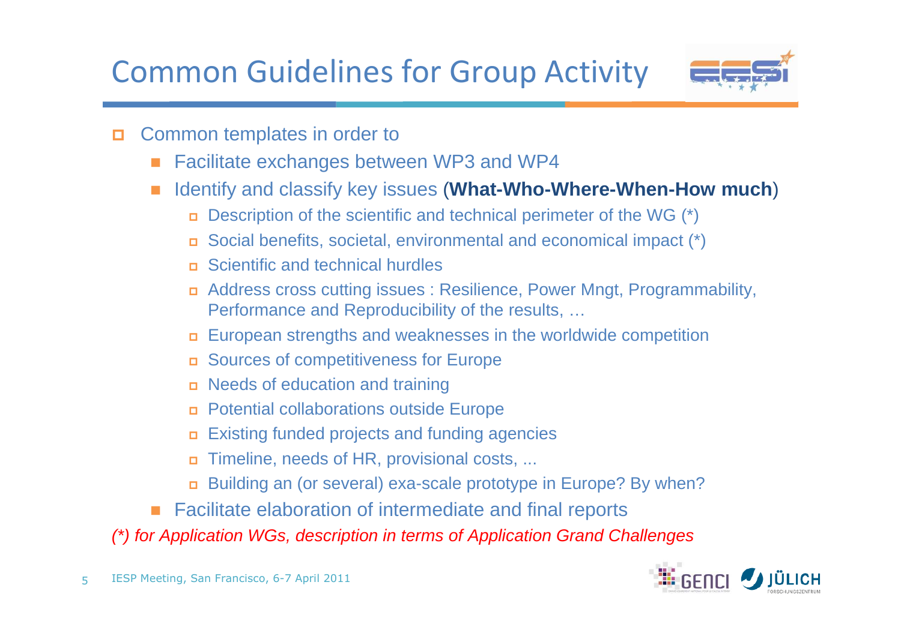# Common Guidelines for Group Activity

- Common templates in order to
  - Facilitate exchanges between WP3 and WP4
  - Identify and classify key issues (**What-Who-Where-When-How much**)
    - Description of the scientific and technical perimeter of the WG (*)
    - Social benefits, societal, environmental and economical impact (*)
    - Scientific and technical hurdles
    - Address cross cutting issues : Resilience, Power Mngt, Programmability, Performance and Reproducibility of the results, …
    - European strengths and weaknesses in the worldwide competition
    - Sources of competitiveness for Europe
    - Needs of education and training
    - Potential collaborations outside Europe
    - Existing funded projects and funding agencies
    - Timeline, needs of HR, provisional costs, ...
    - Building an (or several) exa-scale prototype in Europe? By when?
  - Facilitate elaboration of intermediate and final reports

*(*) for Application WGs, description in terms of Application Grand Challenges*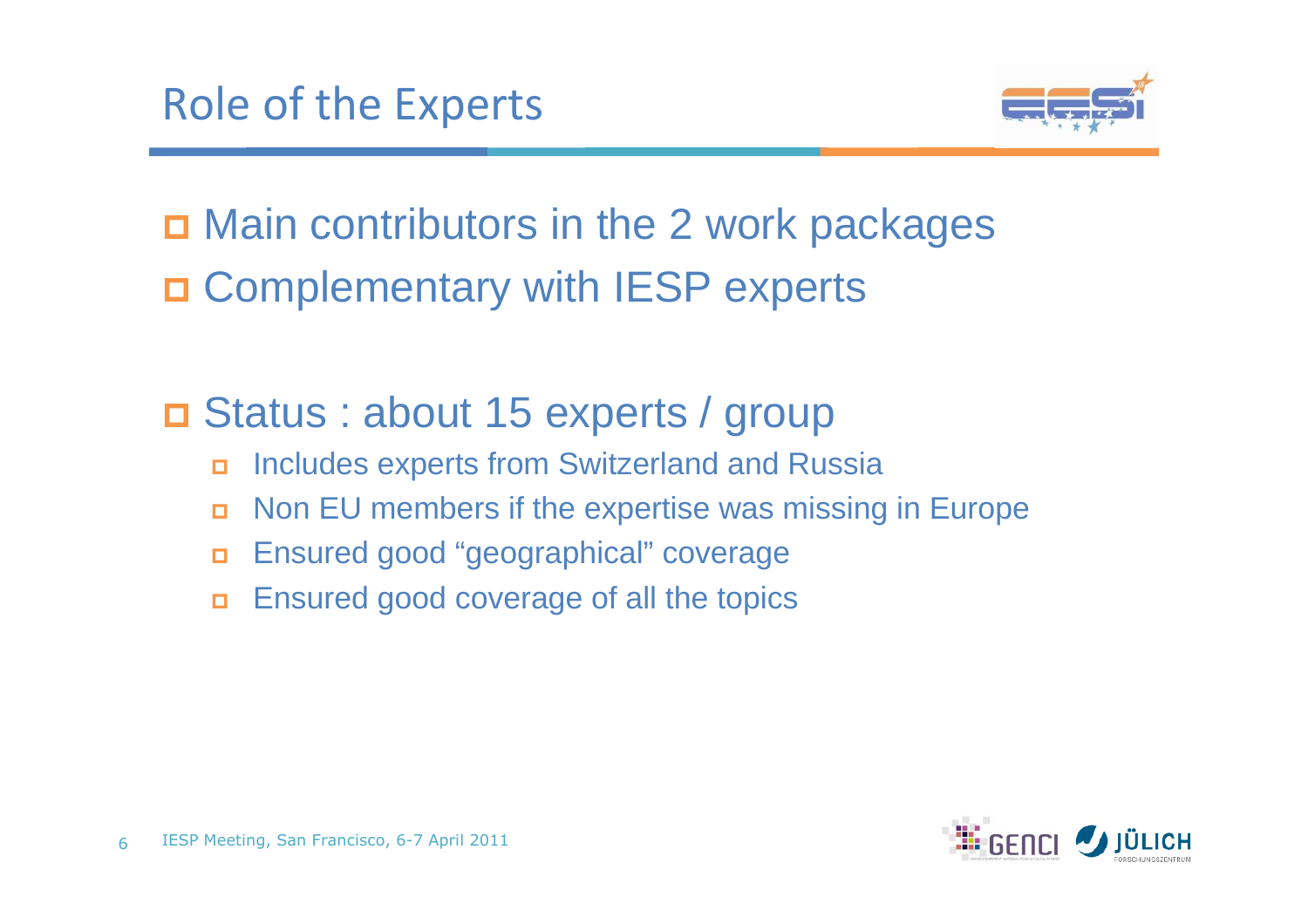# Role of the Experts

- Main contributors in the 2 work packages
- Complementary with IESP experts

- Status : about 15 experts / group
  - Includes experts from Switzerland and Russia
  - Non EU members if the expertise was missing in Europe
  - Ensured good "geographical" coverage
  - Ensured good coverage of all the topics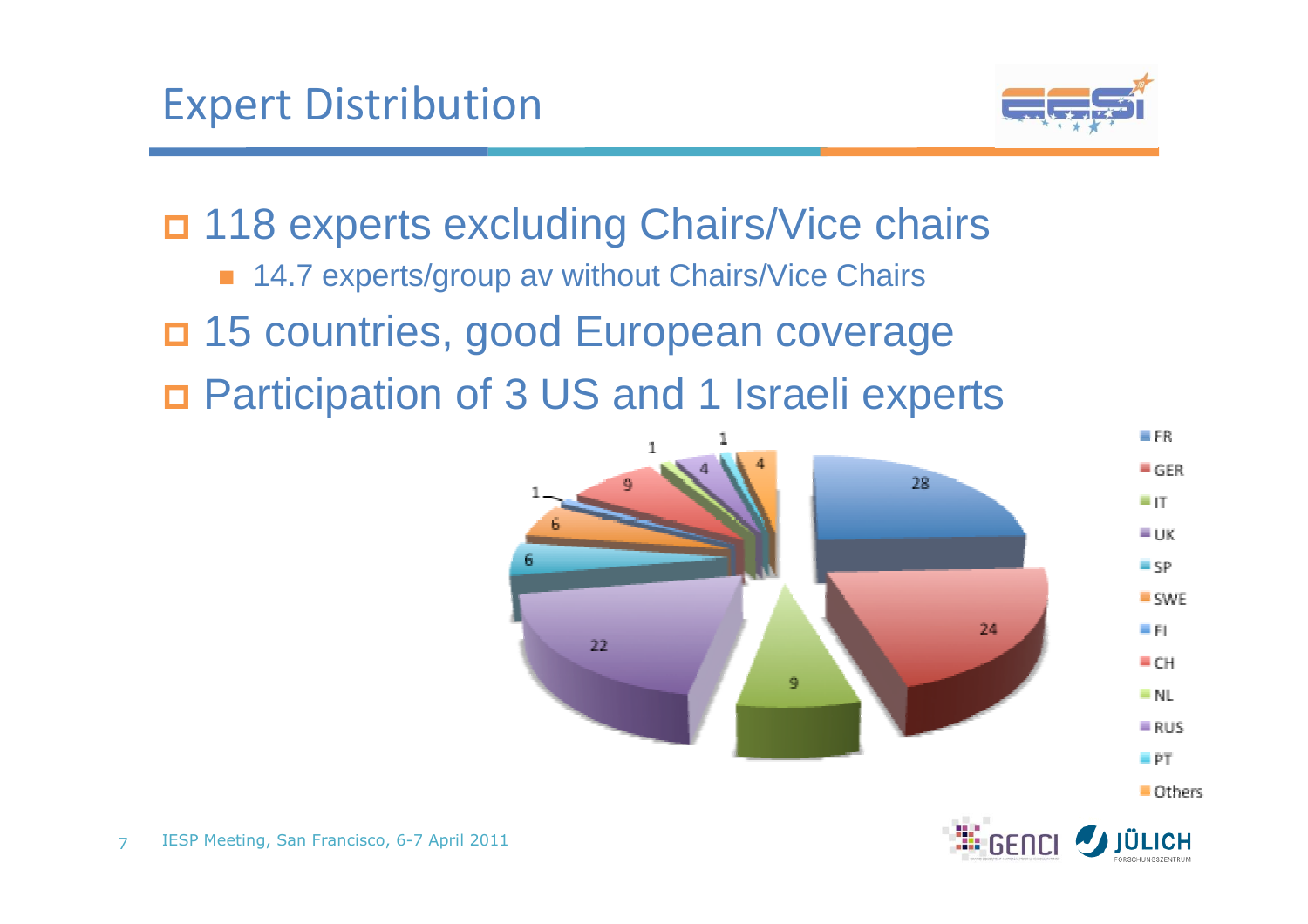# Expert Distribution

- 118 experts excluding Chairs/Vice chairs
  - 14.7 experts/group av without Chairs/Vice Chairs
- 15 countries, good European coverage
- Participation of 3 US and 1 Israeli experts

| Country | Experts |
|---|---|
| FR | 28 |
| GER | 24 |
| IT | 9 |
| UK | 22 |
| SP | 6 |
| SWE | 6 |
| FI | 1 |
| CH | 9 |
| NL | 1 |
| RUS | 4 |
| PT | 1 |
| Others | 4 |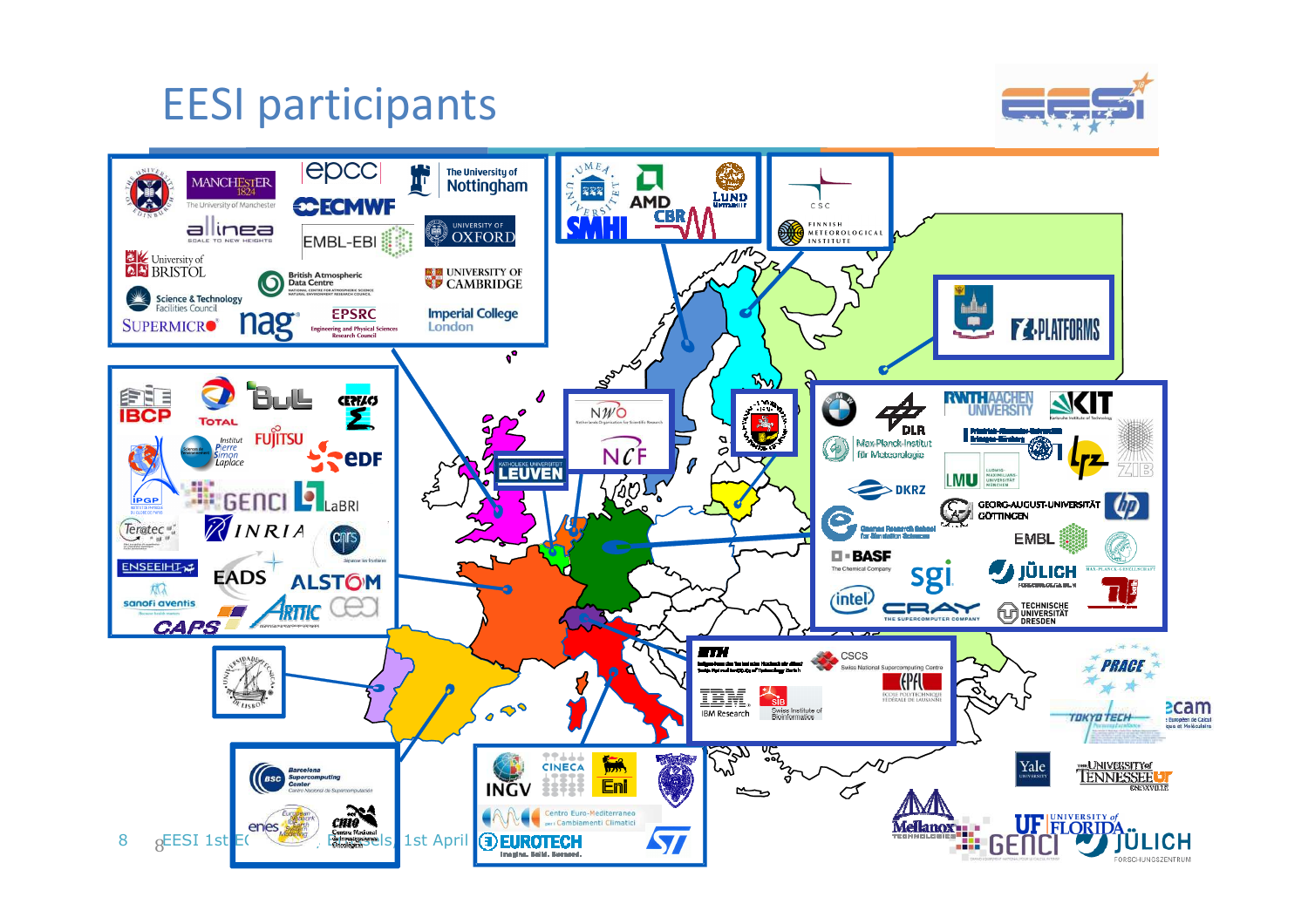# EESI participants

The University of Edinburgh

MANCHESTER 1824 The University of Manchester

epcc

The University of Nottingham

ECMWF

allinea SCALE TO NEW HEIGHTS

EMBL-EBI

UNIVERSITY OF OXFORD

University of BRISTOL

British Atmospheric Data Centre

UNIVERSITY OF CAMBRIDGE

Science & Technology Facilities Council

SUPERMICRO

nag

EPSRC Engineering and Physical Sciences Research Council

Imperial College London

UMEA UNIVERSITET

AMD

LUND

SMHI

CBR

CSC

FINNISH METEOROLOGICAL INSTITUTE

T-PLATFORMS

IBCP

TOTAL

Bull

CERFACS

Institut Pierre Simon Laplace

FUJITSU

EDF

IPGP

GENCI

LaBRI

Teratec

INRIA

cnrs

ENSEEIHT

EADS

ALSTOM

sanofi aventis

ARTIC

cea

CAPS

NWO

NCF

KATHOLIEKE UNIVERSITEIT LEUVEN

RWTH AACHEN UNIVERSITY

KIT

DLR

Max-Planck-Institut für Meteorologie

Friedrich-Alexander-Universität Erlangen-Nürnberg

lrz

ZIB

LMU

DKRZ

GEORG-AUGUST-UNIVERSITÄT GÖTTINGEN

hp

Gauss Research School for Simulation Sciences

EMBL

BASF The Chemical Company

sgi

JÜLICH FORSCHUNGSZENTRUM

MAX-PLANCK-GESELLSCHAFT

intel

CRAY THE SUPERCOMPUTER COMPANY

TECHNISCHE UNIVERSITÄT DRESDEN

ETH

CSCS Swiss National Supercomputing Centre

EPFL ÉCOLE POLYTECHNIQUE FÉDÉRALE DE LAUSANNE

IBM Research

SIB Swiss Institute of Bioinformatics

PRACE

TOKYO TECH

ecam

Yale UNIVERSITY

THE UNIVERSITY of TENNESSEE KNOXVILLE

Mellanox TECHNOLOGIES

GENCI

UF UNIVERSITY of FLORIDA

JÜLICH FORSCHUNGSZENTRUM

Barcelona Supercomputing Center Centro Nacional de Supercomputación

enes European Network for Earth System Modelling

cnio Centro Nacional de Investigaciones Oncológicas

INGV

CINECA

Eni

Centro Euro-Mediterraneo per i Cambiamenti Climatici

EUROTECH Imagine. Build. Succeed.

ST

EESI 1st EC ... Brussels, 1st April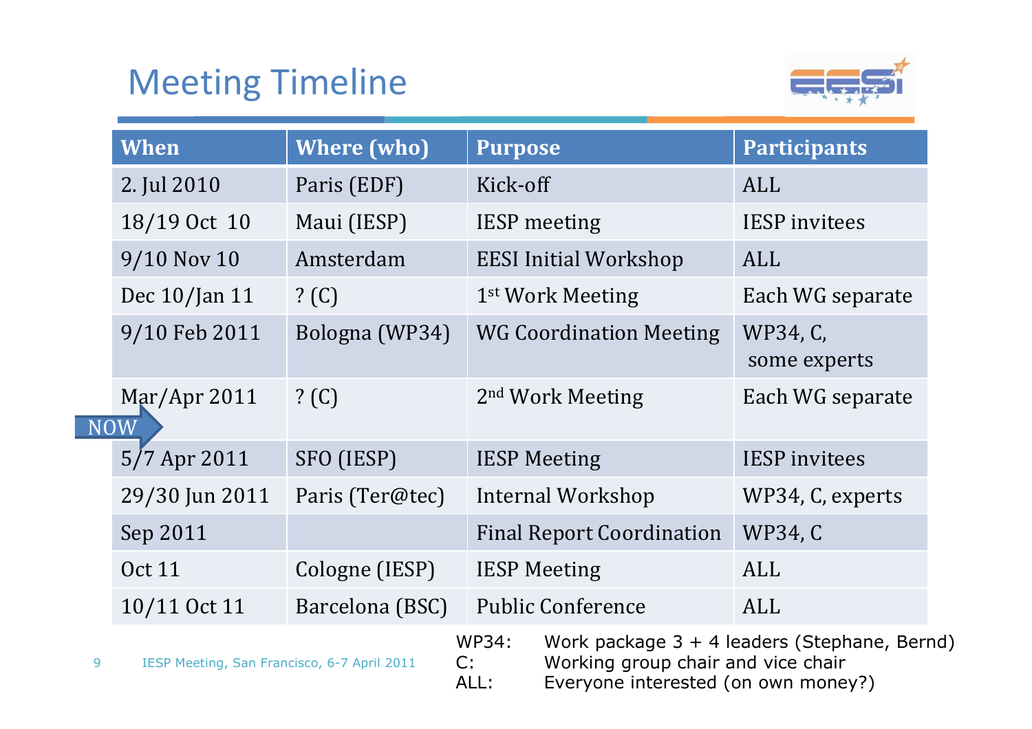# Meeting Timeline

| When | Where (who) | Purpose | Participants |
|---|---|---|---|
| 2. Jul 2010 | Paris (EDF) | Kick-off | ALL |
| 18/19 Oct 10 | Maui (IESP) | IESP meeting | IESP invitees |
| 9/10 Nov 10 | Amsterdam | EESI Initial Workshop | ALL |
| Dec 10/Jan 11 | ? (C) | 1st Work Meeting | Each WG separate |
| 9/10 Feb 2011 | Bologna (WP34) | WG Coordination Meeting | WP34, C, some experts |
| Mar/Apr 2011 | ? (C) | 2nd Work Meeting | Each WG separate |
| NOW → 5/7 Apr 2011 | SFO (IESP) | IESP Meeting | IESP invitees |
| 29/30 Jun 2011 | Paris (Ter@tec) | Internal Workshop | WP34, C, experts |
| Sep 2011 | | Final Report Coordination | WP34, C |
| Oct 11 | Cologne (IESP) | IESP Meeting | ALL |
| 10/11 Oct 11 | Barcelona (BSC) | Public Conference | ALL |

WP34: Work package 3 + 4 leaders (Stephane, Bernd)
C: Working group chair and vice chair
ALL: Everyone interested (on own money?)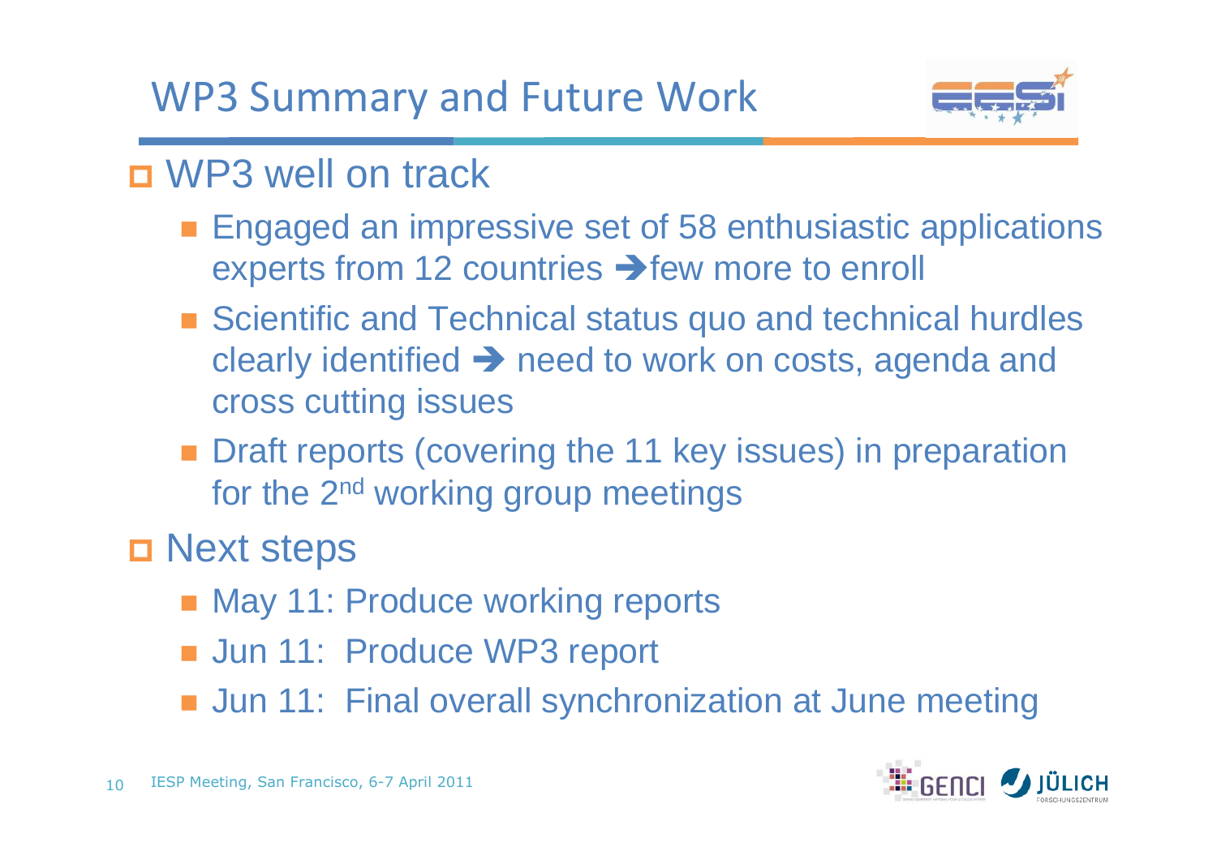# WP3 Summary and Future Work

- WP3 well on track
  - Engaged an impressive set of 58 enthusiastic applications experts from 12 countries ➔few more to enroll
  - Scientific and Technical status quo and technical hurdles clearly identified ➔ need to work on costs, agenda and cross cutting issues
  - Draft reports (covering the 11 key issues) in preparation for the 2nd working group meetings
- Next steps
  - May 11: Produce working reports
  - Jun 11: Produce WP3 report
  - Jun 11: Final overall synchronization at June meeting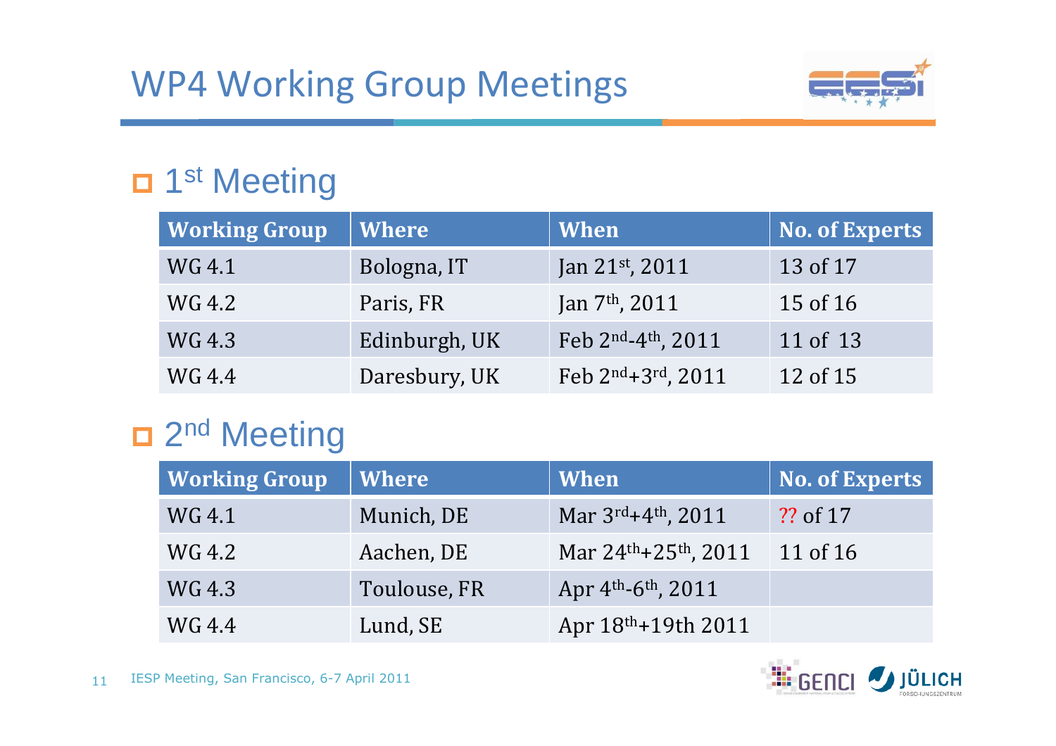# WP4 Working Group Meetings

## 1st Meeting

| Working Group | Where | When | No. of Experts |
|---|---|---|---|
| WG 4.1 | Bologna, IT | Jan 21st, 2011 | 13 of 17 |
| WG 4.2 | Paris, FR | Jan 7th, 2011 | 15 of 16 |
| WG 4.3 | Edinburgh, UK | Feb 2nd-4th, 2011 | 11 of 13 |
| WG 4.4 | Daresbury, UK | Feb 2nd+3rd, 2011 | 12 of 15 |

## 2nd Meeting

| Working Group | Where | When | No. of Experts |
|---|---|---|---|
| WG 4.1 | Munich, DE | Mar 3rd+4th, 2011 | ?? of 17 |
| WG 4.2 | Aachen, DE | Mar 24th+25th, 2011 | 11 of 16 |
| WG 4.3 | Toulouse, FR | Apr 4th-6th, 2011 | |
| WG 4.4 | Lund, SE | Apr 18th+19th 2011 | |

IESP Meeting, San Francisco, 6-7 April 2011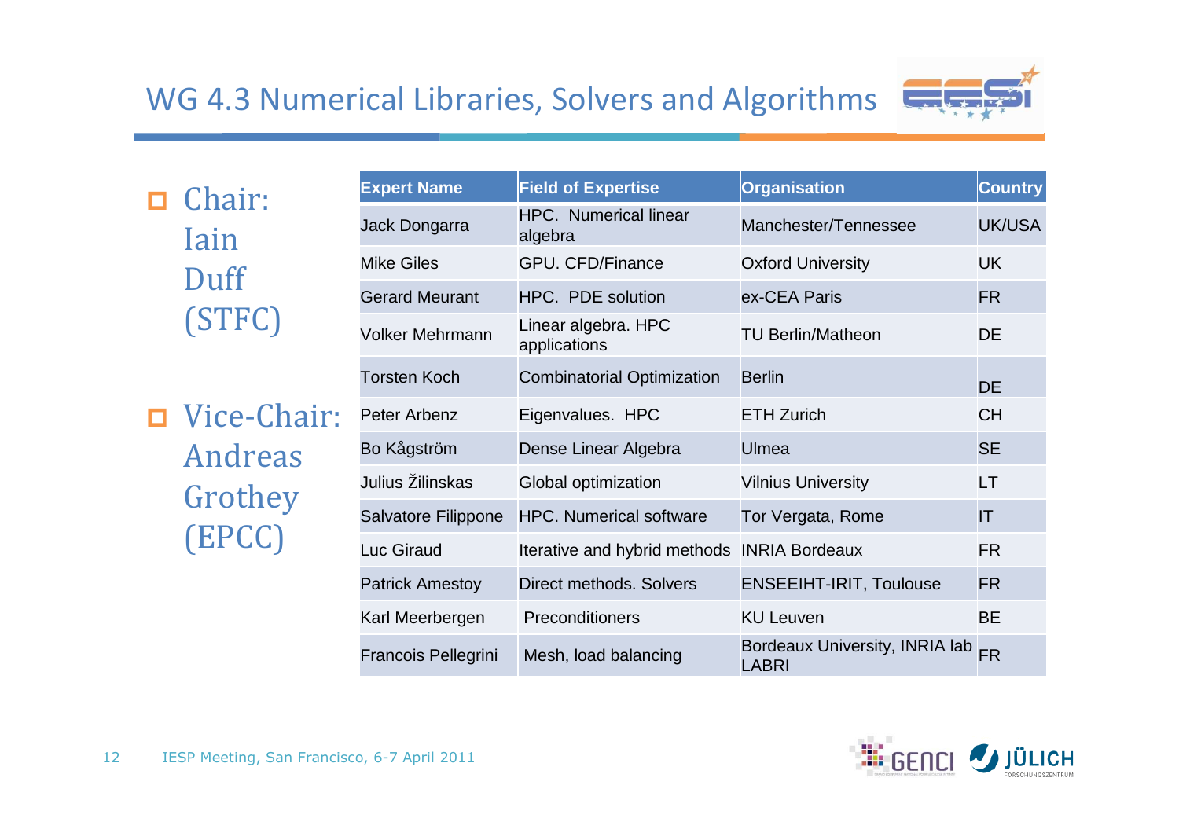# WG 4.3 Numerical Libraries, Solvers and Algorithms

- Chair: Iain Duff (STFC)
- Vice-Chair: Andreas Grothey (EPCC)

| Expert Name | Field of Expertise | Organisation | Country |
|---|---|---|---|
| Jack Dongarra | HPC. Numerical linear algebra | Manchester/Tennessee | UK/USA |
| Mike Giles | GPU. CFD/Finance | Oxford University | UK |
| Gerard Meurant | HPC. PDE solution | ex-CEA Paris | FR |
| Volker Mehrmann | Linear algebra. HPC applications | TU Berlin/Matheon | DE |
| Torsten Koch | Combinatorial Optimization | Berlin | DE |
| Peter Arbenz | Eigenvalues. HPC | ETH Zurich | CH |
| Bo Kågström | Dense Linear Algebra | Ulmea | SE |
| Julius Žilinskas | Global optimization | Vilnius University | LT |
| Salvatore Filippone | HPC. Numerical software | Tor Vergata, Rome | IT |
| Luc Giraud | Iterative and hybrid methods | INRIA Bordeaux | FR |
| Patrick Amestoy | Direct methods. Solvers | ENSEEIHT-IRIT, Toulouse | FR |
| Karl Meerbergen | Preconditioners | KU Leuven | BE |
| Francois Pellegrini | Mesh, load balancing | Bordeaux University, INRIA lab LABRI | FR |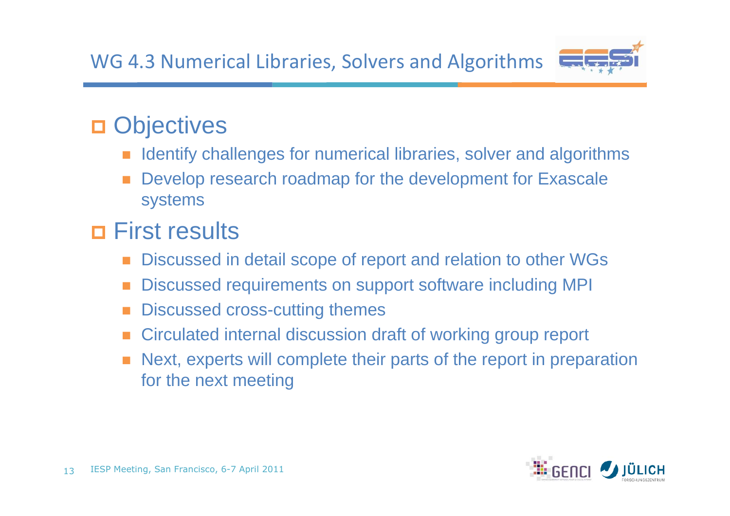# WG 4.3 Numerical Libraries, Solvers and Algorithms

## Objectives

- Identify challenges for numerical libraries, solver and algorithms
- Develop research roadmap for the development for Exascale systems

## First results

- Discussed in detail scope of report and relation to other WGs
- Discussed requirements on support software including MPI
- Discussed cross-cutting themes
- Circulated internal discussion draft of working group report
- Next, experts will complete their parts of the report in preparation for the next meeting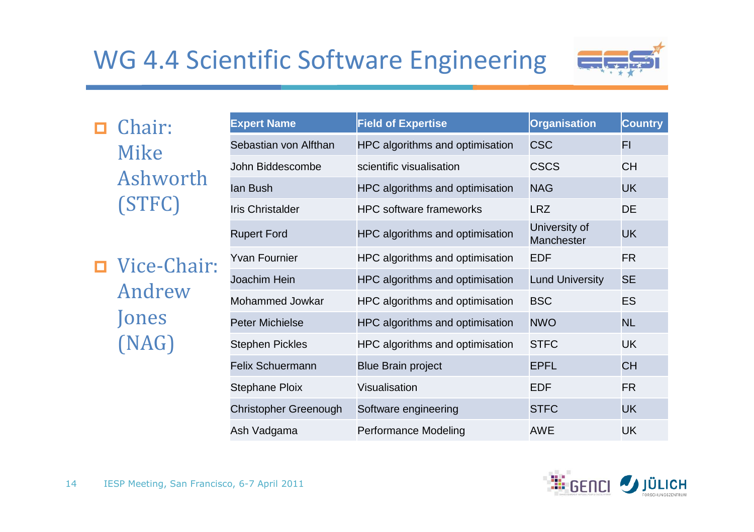# WG 4.4 Scientific Software Engineering

- Chair: Mike Ashworth (STFC)
- Vice-Chair: Andrew Jones (NAG)

| Expert Name | Field of Expertise | Organisation | Country |
|---|---|---|---|
| Sebastian von Alfthan | HPC algorithms and optimisation | CSC | FI |
| John Biddescombe | scientific visualisation | CSCS | CH |
| Ian Bush | HPC algorithms and optimisation | NAG | UK |
| Iris Christalder | HPC software frameworks | LRZ | DE |
| Rupert Ford | HPC algorithms and optimisation | University of Manchester | UK |
| Yvan Fournier | HPC algorithms and optimisation | EDF | FR |
| Joachim Hein | HPC algorithms and optimisation | Lund University | SE |
| Mohammed Jowkar | HPC algorithms and optimisation | BSC | ES |
| Peter Michielse | HPC algorithms and optimisation | NWO | NL |
| Stephen Pickles | HPC algorithms and optimisation | STFC | UK |
| Felix Schuermann | Blue Brain project | EPFL | CH |
| Stephane Ploix | Visualisation | EDF | FR |
| Christopher Greenough | Software engineering | STFC | UK |
| Ash Vadgama | Performance Modeling | AWE | UK |

IESP Meeting, San Francisco, 6-7 April 2011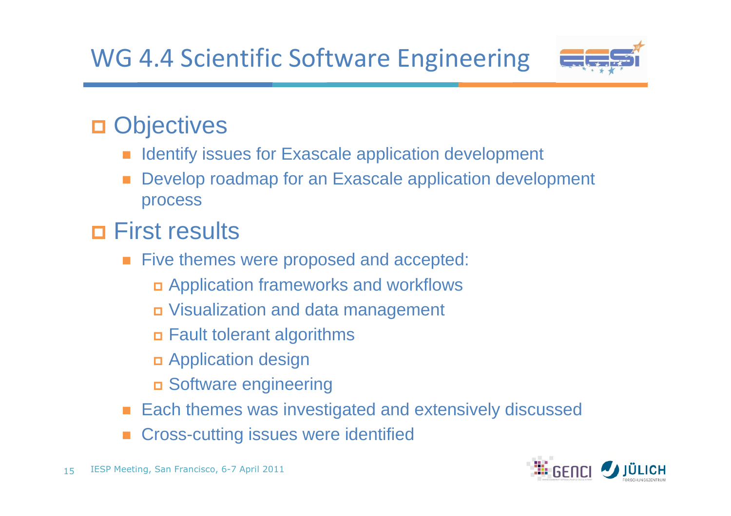# WG 4.4 Scientific Software Engineering

## Objectives

- Identify issues for Exascale application development
- Develop roadmap for an Exascale application development process

## First results

- Five themes were proposed and accepted:
  - Application frameworks and workflows
  - Visualization and data management
  - Fault tolerant algorithms
  - Application design
  - Software engineering
- Each themes was investigated and extensively discussed
- Cross-cutting issues were identified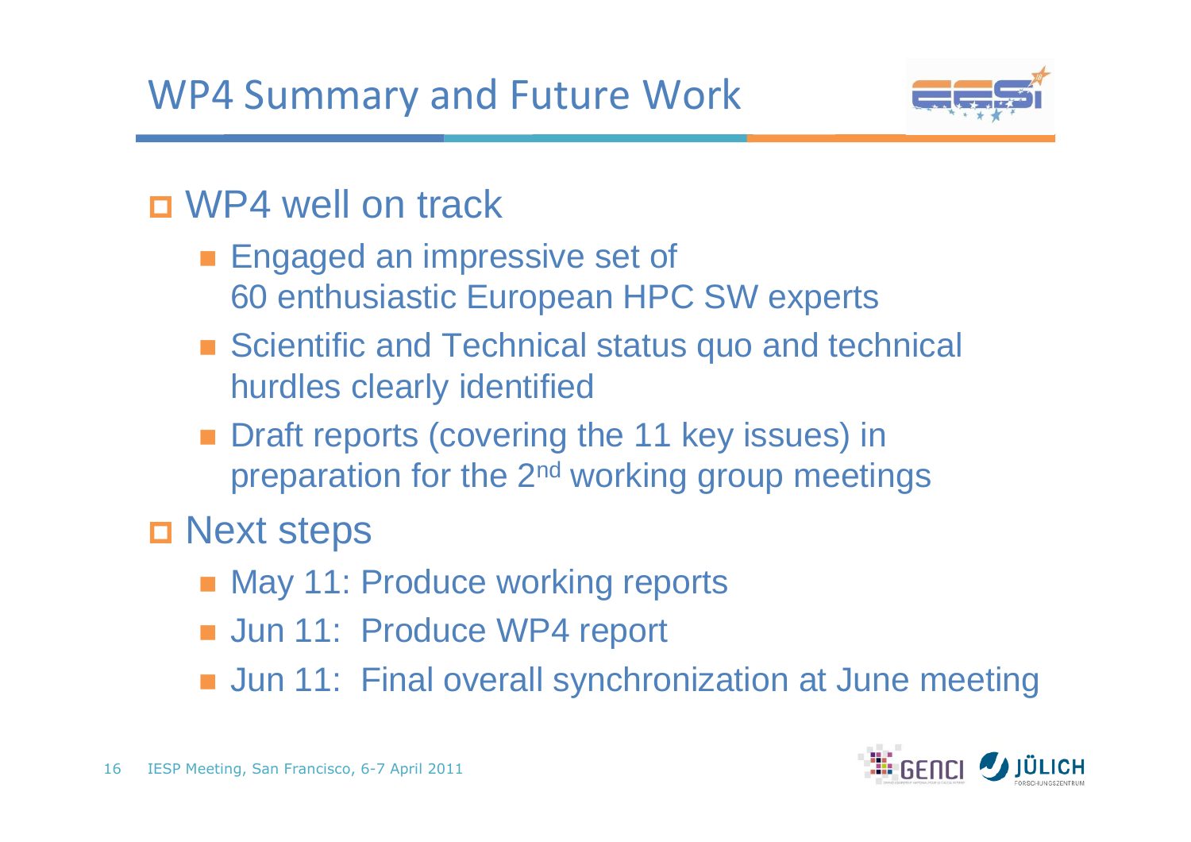# WP4 Summary and Future Work

- WP4 well on track
  - Engaged an impressive set of 60 enthusiastic European HPC SW experts
  - Scientific and Technical status quo and technical hurdles clearly identified
  - Draft reports (covering the 11 key issues) in preparation for the 2nd working group meetings
- Next steps
  - May 11: Produce working reports
  - Jun 11: Produce WP4 report
  - Jun 11: Final overall synchronization at June meeting